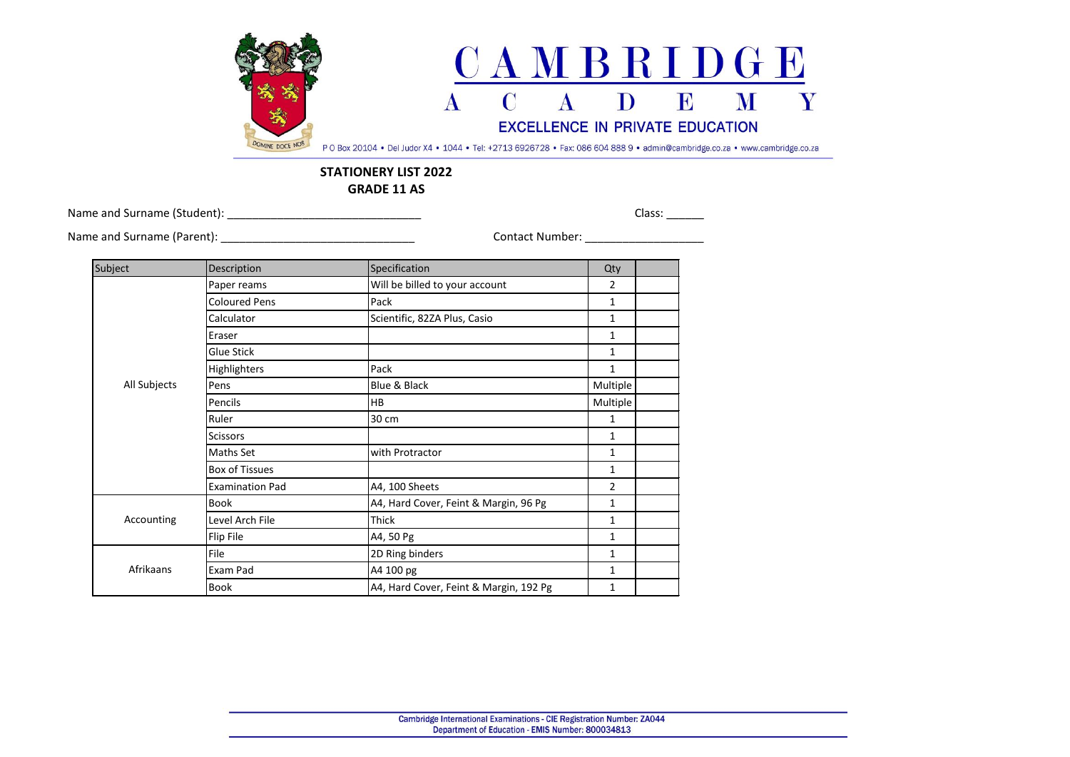# CAMBRIDGE ACADEMY

EXCELLENCE IN PRIVATE EDUCATION

P O Box 20104 • Del Judor X4 • 1044 • Tel: +2713 6926728 • Fax: 086 604 888 9 • admin@cambridge.co.za • www.cambridge.co.za

**STATIONERY LIST 2022**
**GRADE 11 AS**

Name and Surname (Student): ______________________________ Class: ______

Name and Surname (Parent): ______________________________ Contact Number: __________________

| Subject | Description | Specification | Qty | |
|---|---|---|---|---|
| All Subjects | Paper reams | Will be billed to your account | 2 | |
| | Coloured Pens | Pack | 1 | |
| | Calculator | Scientific, 82ZA Plus, Casio | 1 | |
| | Eraser | | 1 | |
| | Glue Stick | | 1 | |
| | Highlighters | Pack | 1 | |
| | Pens | Blue & Black | Multiple | |
| | Pencils | HB | Multiple | |
| | Ruler | 30 cm | 1 | |
| | Scissors | | 1 | |
| | Maths Set | with Protractor | 1 | |
| | Box of Tissues | | 1 | |
| | Examination Pad | A4, 100 Sheets | 2 | |
| Accounting | Book | A4, Hard Cover, Feint & Margin, 96 Pg | 1 | |
| | Level Arch File | Thick | 1 | |
| | Flip File | A4, 50 Pg | 1 | |
| Afrikaans | File | 2D Ring binders | 1 | |
| | Exam Pad | A4 100 pg | 1 | |
| | Book | A4, Hard Cover, Feint & Margin, 192 Pg | 1 | |

Cambridge International Examinations - CIE Registration Number: ZA044
Department of Education - EMIS Number: 800034813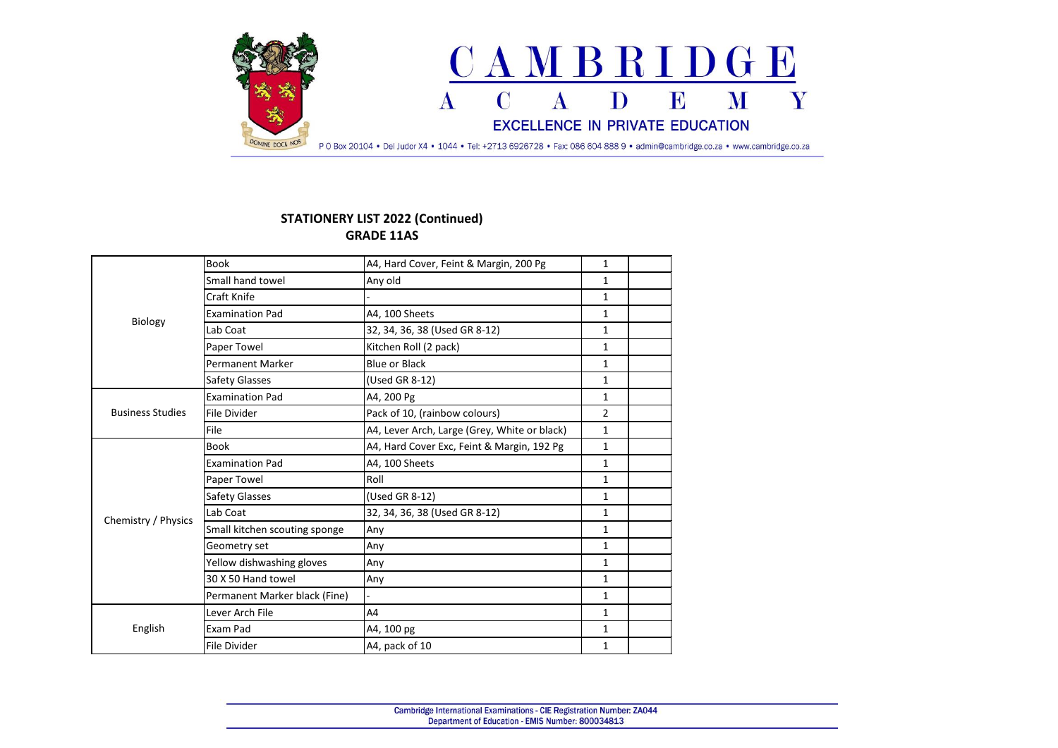**STATIONERY LIST 2022 (Continued)**
**GRADE 11AS**

| Subject | Item | Description | Qty | |
|---|---|---|---|---|
| Biology | Book | A4, Hard Cover, Feint & Margin, 200 Pg | 1 | |
| | Small hand towel | Any old | 1 | |
| | Craft Knife | - | 1 | |
| | Examination Pad | A4, 100 Sheets | 1 | |
| | Lab Coat | 32, 34, 36, 38 (Used GR 8-12) | 1 | |
| | Paper Towel | Kitchen Roll (2 pack) | 1 | |
| | Permanent Marker | Blue or Black | 1 | |
| | Safety Glasses | (Used GR 8-12) | 1 | |
| Business Studies | Examination Pad | A4, 200 Pg | 1 | |
| | File Divider | Pack of 10, (rainbow colours) | 2 | |
| | File | A4, Lever Arch, Large (Grey, White or black) | 1 | |
| Chemistry / Physics | Book | A4, Hard Cover Exc, Feint & Margin, 192 Pg | 1 | |
| | Examination Pad | A4, 100 Sheets | 1 | |
| | Paper Towel | Roll | 1 | |
| | Safety Glasses | (Used GR 8-12) | 1 | |
| | Lab Coat | 32, 34, 36, 38 (Used GR 8-12) | 1 | |
| | Small kitchen scouting sponge | Any | 1 | |
| | Geometry set | Any | 1 | |
| | Yellow dishwashing gloves | Any | 1 | |
| | 30 X 50 Hand towel | Any | 1 | |
| | Permanent Marker black (Fine) | - | 1 | |
| English | Lever Arch File | A4 | 1 | |
| | Exam Pad | A4, 100 pg | 1 | |
| | File Divider | A4, pack of 10 | 1 | |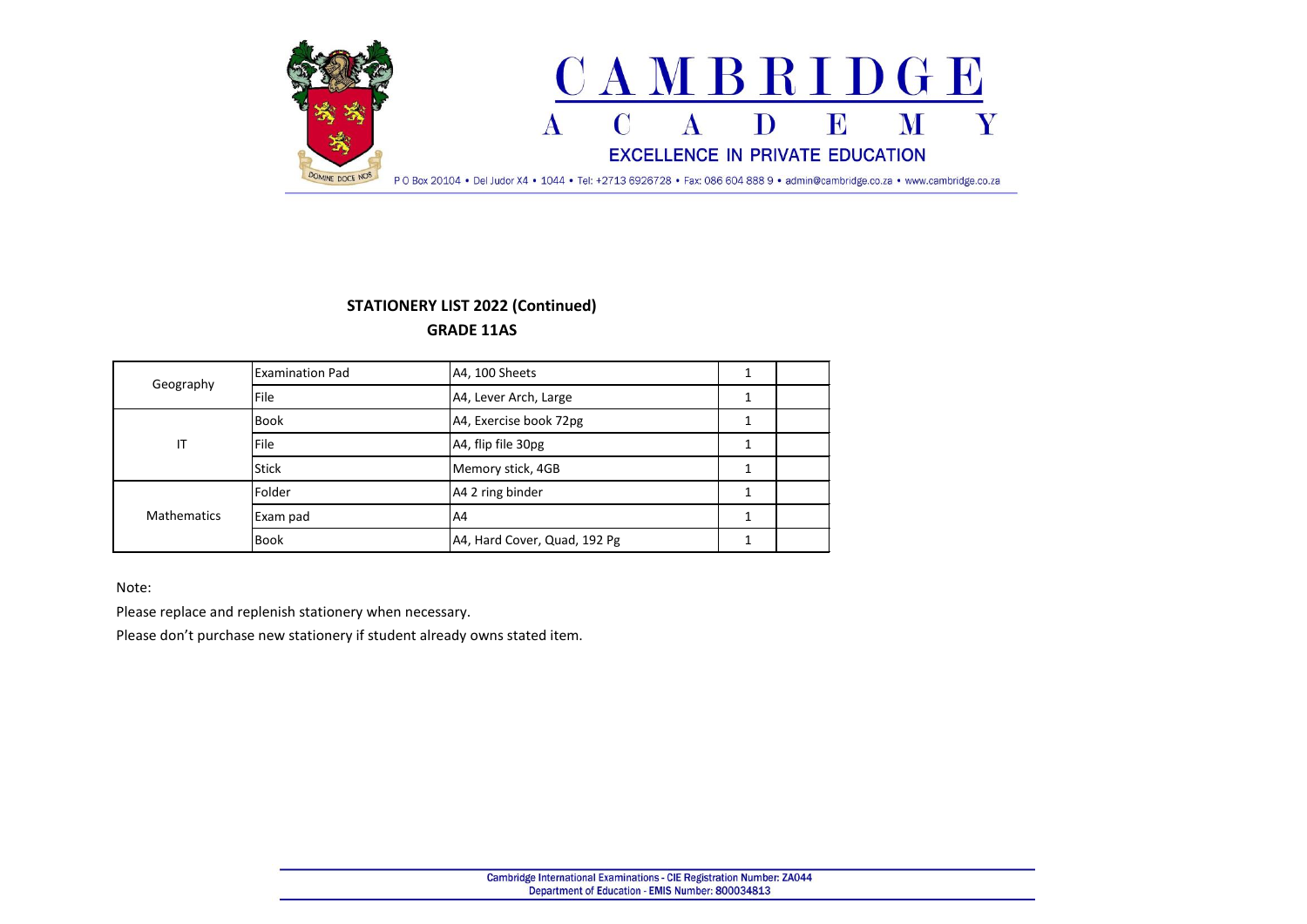**STATIONERY LIST 2022 (Continued)**

**GRADE 11AS**

| | | | | |
|---|---|---|---|---|
| Geography | Examination Pad | A4, 100 Sheets | 1 | |
| | File | A4, Lever Arch, Large | 1 | |
| IT | Book | A4, Exercise book 72pg | 1 | |
| | File | A4, flip file 30pg | 1 | |
| | Stick | Memory stick, 4GB | 1 | |
| Mathematics | Folder | A4 2 ring binder | 1 | |
| | Exam pad | A4 | 1 | |
| | Book | A4, Hard Cover, Quad, 192 Pg | 1 | |

Note:

Please replace and replenish stationery when necessary.

Please don't purchase new stationery if student already owns stated item.